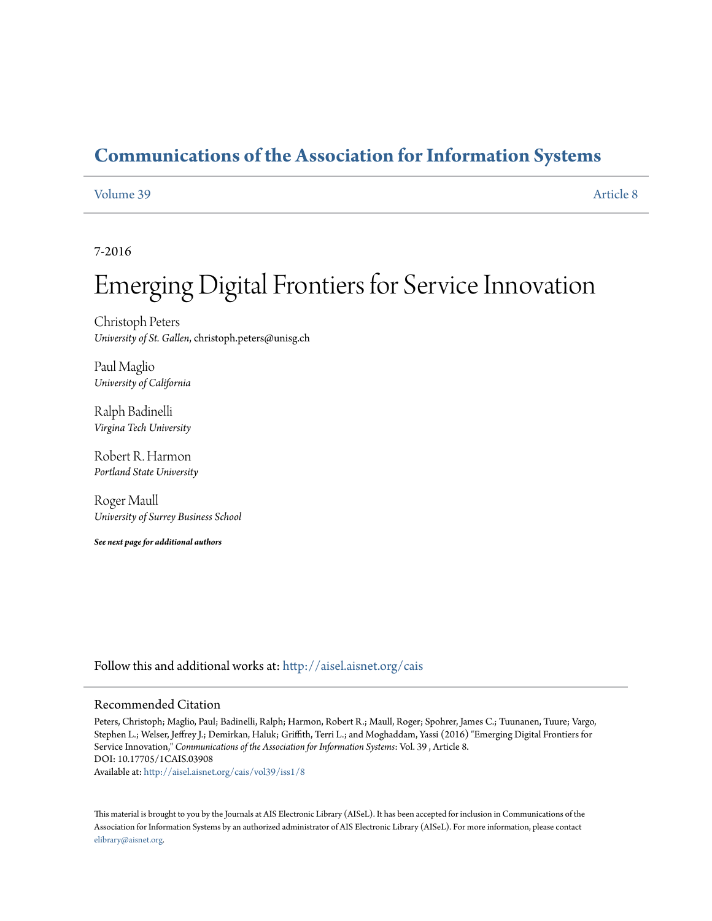# Communications of the Association for Information Systems

Volume 39 — Article 8

7-2016

# Emerging Digital Frontiers for Service Innovation

Christoph Peters
*University of St. Gallen*, christoph.peters@unisg.ch

Paul Maglio
*University of California*

Ralph Badinelli
*Virgina Tech University*

Robert R. Harmon
*Portland State University*

Roger Maull
*University of Surrey Business School*

***See next page for additional authors***

Follow this and additional works at: http://aisel.aisnet.org/cais

## Recommended Citation

Peters, Christoph; Maglio, Paul; Badinelli, Ralph; Harmon, Robert R.; Maull, Roger; Spohrer, James C.; Tuunanen, Tuure; Vargo, Stephen L.; Welser, Jeffrey J.; Demirkan, Haluk; Griffith, Terri L.; and Moghaddam, Yassi (2016) "Emerging Digital Frontiers for Service Innovation," *Communications of the Association for Information Systems*: Vol. 39 , Article 8.
DOI: 10.17705/1CAIS.03908
Available at: http://aisel.aisnet.org/cais/vol39/iss1/8

This material is brought to you by the Journals at AIS Electronic Library (AISeL). It has been accepted for inclusion in Communications of the Association for Information Systems by an authorized administrator of AIS Electronic Library (AISeL). For more information, please contact elibrary@aisnet.org.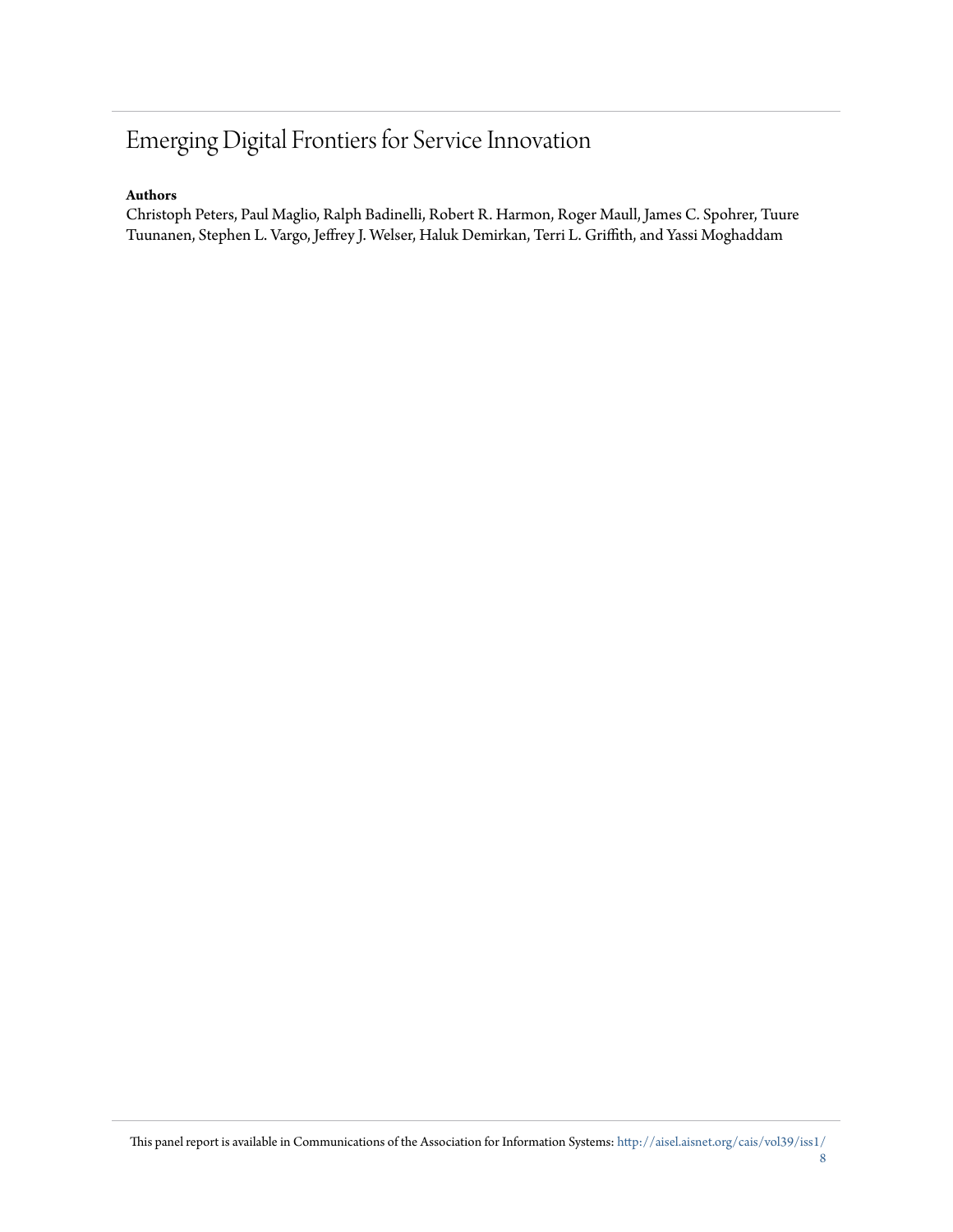# Emerging Digital Frontiers for Service Innovation

**Authors**

Christoph Peters, Paul Maglio, Ralph Badinelli, Robert R. Harmon, Roger Maull, James C. Spohrer, Tuure Tuunanen, Stephen L. Vargo, Jeffrey J. Welser, Haluk Demirkan, Terri L. Griffith, and Yassi Moghaddam

This panel report is available in Communications of the Association for Information Systems: http://aisel.aisnet.org/cais/vol39/iss1/8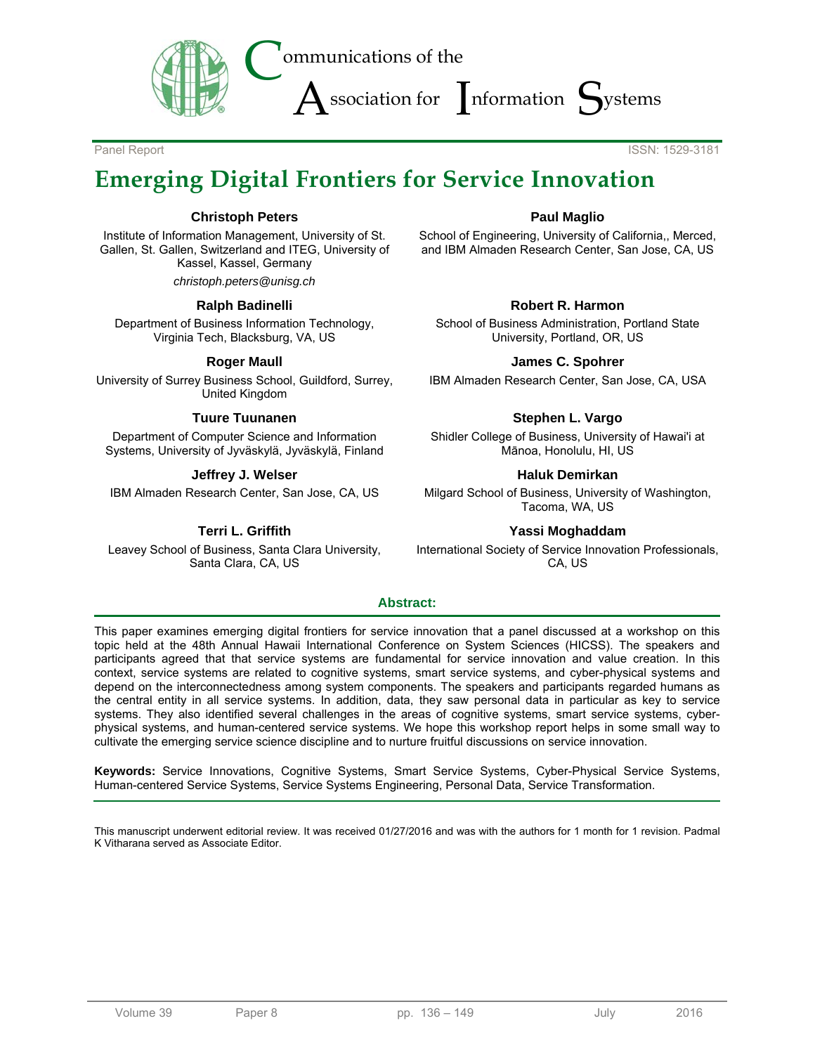Communications of the Association for Information Systems

Panel Report

ISSN: 1529-3181

# Emerging Digital Frontiers for Service Innovation

**Christoph Peters**
Institute of Information Management, University of St. Gallen, St. Gallen, Switzerland and ITEG, University of Kassel, Kassel, Germany
*christoph.peters@unisg.ch*

**Paul Maglio**
School of Engineering, University of California,, Merced, and IBM Almaden Research Center, San Jose, CA, US

**Ralph Badinelli**
Department of Business Information Technology, Virginia Tech, Blacksburg, VA, US

**Robert R. Harmon**
School of Business Administration, Portland State University, Portland, OR, US

**Roger Maull**
University of Surrey Business School, Guildford, Surrey, United Kingdom

**James C. Spohrer**
IBM Almaden Research Center, San Jose, CA, USA

**Tuure Tuunanen**
Department of Computer Science and Information Systems, University of Jyväskylä, Jyväskylä, Finland

**Stephen L. Vargo**
Shidler College of Business, University of Hawai'i at Mānoa, Honolulu, HI, US

**Jeffrey J. Welser**
IBM Almaden Research Center, San Jose, CA, US

**Haluk Demirkan**
Milgard School of Business, University of Washington, Tacoma, WA, US

**Terri L. Griffith**
Leavey School of Business, Santa Clara University, Santa Clara, CA, US

**Yassi Moghaddam**
International Society of Service Innovation Professionals, CA, US

## Abstract:

This paper examines emerging digital frontiers for service innovation that a panel discussed at a workshop on this topic held at the 48th Annual Hawaii International Conference on System Sciences (HICSS). The speakers and participants agreed that that service systems are fundamental for service innovation and value creation. In this context, service systems are related to cognitive systems, smart service systems, and cyber-physical systems and depend on the interconnectedness among system components. The speakers and participants regarded humans as the central entity in all service systems. In addition, data, they saw personal data in particular as key to service systems. They also identified several challenges in the areas of cognitive systems, smart service systems, cyber-physical systems, and human-centered service systems. We hope this workshop report helps in some small way to cultivate the emerging service science discipline and to nurture fruitful discussions on service innovation.

**Keywords:** Service Innovations, Cognitive Systems, Smart Service Systems, Cyber-Physical Service Systems, Human-centered Service Systems, Service Systems Engineering, Personal Data, Service Transformation.

This manuscript underwent editorial review. It was received 01/27/2016 and was with the authors for 1 month for 1 revision. Padmal K Vitharana served as Associate Editor.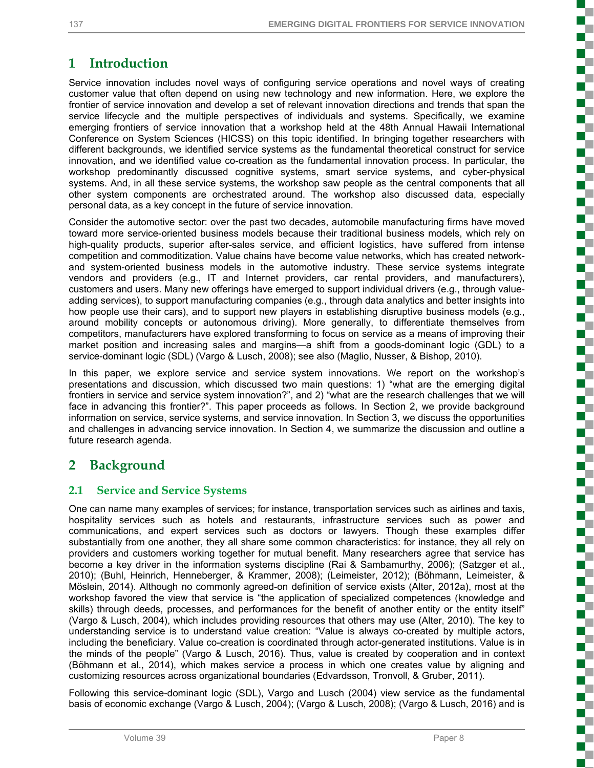# 1 Introduction

Service innovation includes novel ways of configuring service operations and novel ways of creating customer value that often depend on using new technology and new information. Here, we explore the frontier of service innovation and develop a set of relevant innovation directions and trends that span the service lifecycle and the multiple perspectives of individuals and systems. Specifically, we examine emerging frontiers of service innovation that a workshop held at the 48th Annual Hawaii International Conference on System Sciences (HICSS) on this topic identified. In bringing together researchers with different backgrounds, we identified service systems as the fundamental theoretical construct for service innovation, and we identified value co-creation as the fundamental innovation process. In particular, the workshop predominantly discussed cognitive systems, smart service systems, and cyber-physical systems. And, in all these service systems, the workshop saw people as the central components that all other system components are orchestrated around. The workshop also discussed data, especially personal data, as a key concept in the future of service innovation.

Consider the automotive sector: over the past two decades, automobile manufacturing firms have moved toward more service-oriented business models because their traditional business models, which rely on high-quality products, superior after-sales service, and efficient logistics, have suffered from intense competition and commoditization. Value chains have become value networks, which has created network- and system-oriented business models in the automotive industry. These service systems integrate vendors and providers (e.g., IT and Internet providers, car rental providers, and manufacturers), customers and users. Many new offerings have emerged to support individual drivers (e.g., through value-adding services), to support manufacturing companies (e.g., through data analytics and better insights into how people use their cars), and to support new players in establishing disruptive business models (e.g., around mobility concepts or autonomous driving). More generally, to differentiate themselves from competitors, manufacturers have explored transforming to focus on service as a means of improving their market position and increasing sales and margins—a shift from a goods-dominant logic (GDL) to a service-dominant logic (SDL) (Vargo & Lusch, 2008); see also (Maglio, Nusser, & Bishop, 2010).

In this paper, we explore service and service system innovations. We report on the workshop's presentations and discussion, which discussed two main questions: 1) "what are the emerging digital frontiers in service and service system innovation?", and 2) "what are the research challenges that we will face in advancing this frontier?". This paper proceeds as follows. In Section 2, we provide background information on service, service systems, and service innovation. In Section 3, we discuss the opportunities and challenges in advancing service innovation. In Section 4, we summarize the discussion and outline a future research agenda.

# 2 Background

## 2.1 Service and Service Systems

One can name many examples of services; for instance, transportation services such as airlines and taxis, hospitality services such as hotels and restaurants, infrastructure services such as power and communications, and expert services such as doctors or lawyers. Though these examples differ substantially from one another, they all share some common characteristics: for instance, they all rely on providers and customers working together for mutual benefit. Many researchers agree that service has become a key driver in the information systems discipline (Rai & Sambamurthy, 2006); (Satzger et al., 2010); (Buhl, Heinrich, Henneberger, & Krammer, 2008); (Leimeister, 2012); (Böhmann, Leimeister, & Möslein, 2014). Although no commonly agreed-on definition of service exists (Alter, 2012a), most at the workshop favored the view that service is "the application of specialized competences (knowledge and skills) through deeds, processes, and performances for the benefit of another entity or the entity itself" (Vargo & Lusch, 2004), which includes providing resources that others may use (Alter, 2010). The key to understanding service is to understand value creation: "Value is always co-created by multiple actors, including the beneficiary. Value co-creation is coordinated through actor-generated institutions. Value is in the minds of the people" (Vargo & Lusch, 2016). Thus, value is created by cooperation and in context (Böhmann et al., 2014), which makes service a process in which one creates value by aligning and customizing resources across organizational boundaries (Edvardsson, Tronvoll, & Gruber, 2011).

Following this service-dominant logic (SDL), Vargo and Lusch (2004) view service as the fundamental basis of economic exchange (Vargo & Lusch, 2004); (Vargo & Lusch, 2008); (Vargo & Lusch, 2016) and is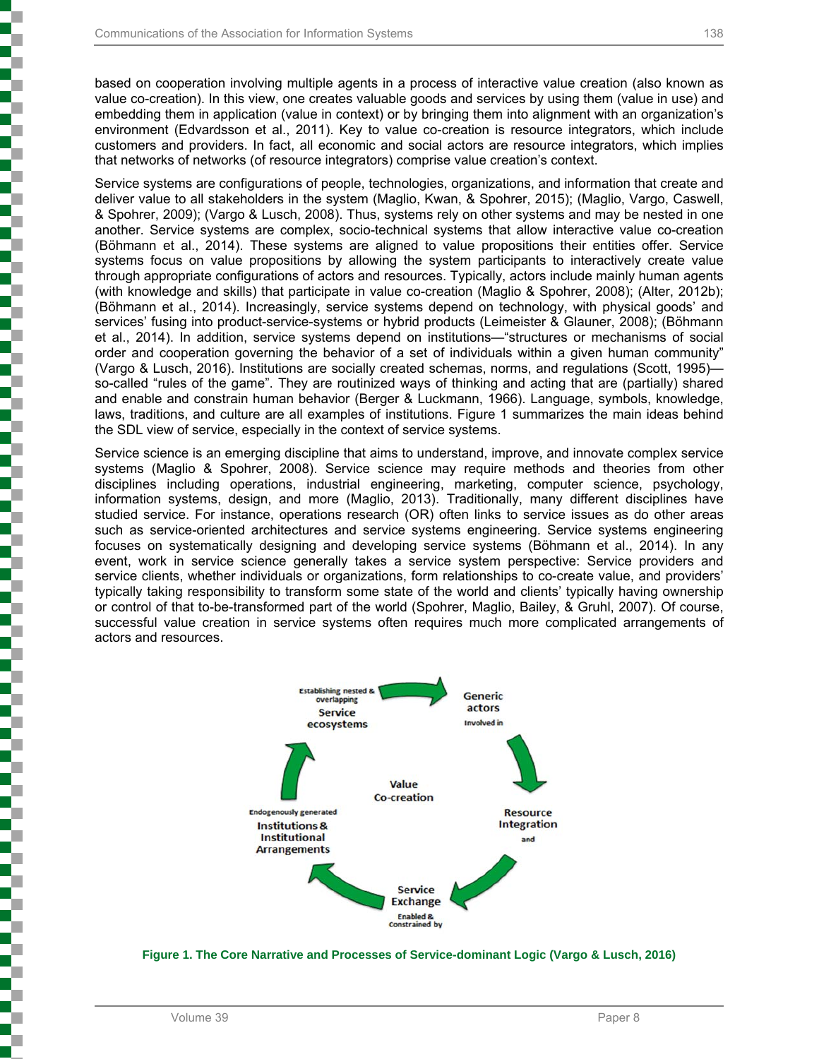based on cooperation involving multiple agents in a process of interactive value creation (also known as value co-creation). In this view, one creates valuable goods and services by using them (value in use) and embedding them in application (value in context) or by bringing them into alignment with an organization's environment (Edvardsson et al., 2011). Key to value co-creation is resource integrators, which include customers and providers. In fact, all economic and social actors are resource integrators, which implies that networks of networks (of resource integrators) comprise value creation's context.

Service systems are configurations of people, technologies, organizations, and information that create and deliver value to all stakeholders in the system (Maglio, Kwan, & Spohrer, 2015); (Maglio, Vargo, Caswell, & Spohrer, 2009); (Vargo & Lusch, 2008). Thus, systems rely on other systems and may be nested in one another. Service systems are complex, socio-technical systems that allow interactive value co-creation (Böhmann et al., 2014). These systems are aligned to value propositions their entities offer. Service systems focus on value propositions by allowing the system participants to interactively create value through appropriate configurations of actors and resources. Typically, actors include mainly human agents (with knowledge and skills) that participate in value co-creation (Maglio & Spohrer, 2008); (Alter, 2012b); (Böhmann et al., 2014). Increasingly, service systems depend on technology, with physical goods' and services' fusing into product-service-systems or hybrid products (Leimeister & Glauner, 2008); (Böhmann et al., 2014). In addition, service systems depend on institutions—"structures or mechanisms of social order and cooperation governing the behavior of a set of individuals within a given human community" (Vargo & Lusch, 2016). Institutions are socially created schemas, norms, and regulations (Scott, 1995)—so-called "rules of the game". They are routinized ways of thinking and acting that are (partially) shared and enable and constrain human behavior (Berger & Luckmann, 1966). Language, symbols, knowledge, laws, traditions, and culture are all examples of institutions. Figure 1 summarizes the main ideas behind the SDL view of service, especially in the context of service systems.

Service science is an emerging discipline that aims to understand, improve, and innovate complex service systems (Maglio & Spohrer, 2008). Service science may require methods and theories from other disciplines including operations, industrial engineering, marketing, computer science, psychology, information systems, design, and more (Maglio, 2013). Traditionally, many different disciplines have studied service. For instance, operations research (OR) often links to service issues as do other areas such as service-oriented architectures and service systems engineering. Service systems engineering focuses on systematically designing and developing service systems (Böhmann et al., 2014). In any event, work in service science generally takes a service system perspective: Service providers and service clients, whether individuals or organizations, form relationships to co-create value, and providers' typically taking responsibility to transform some state of the world and clients' typically having ownership or control of that to-be-transformed part of the world (Spohrer, Maglio, Bailey, & Gruhl, 2007). Of course, successful value creation in service systems often requires much more complicated arrangements of actors and resources.

Value Co-creation

Generic actors Involved in → Resource Integration and → Service Exchange Enabled & Constrained by → Endogenously generated Institutions & Institutional Arrangements → Establishing nested & overlapping Service ecosystems → Generic actors

**Figure 1. The Core Narrative and Processes of Service-dominant Logic (Vargo & Lusch, 2016)**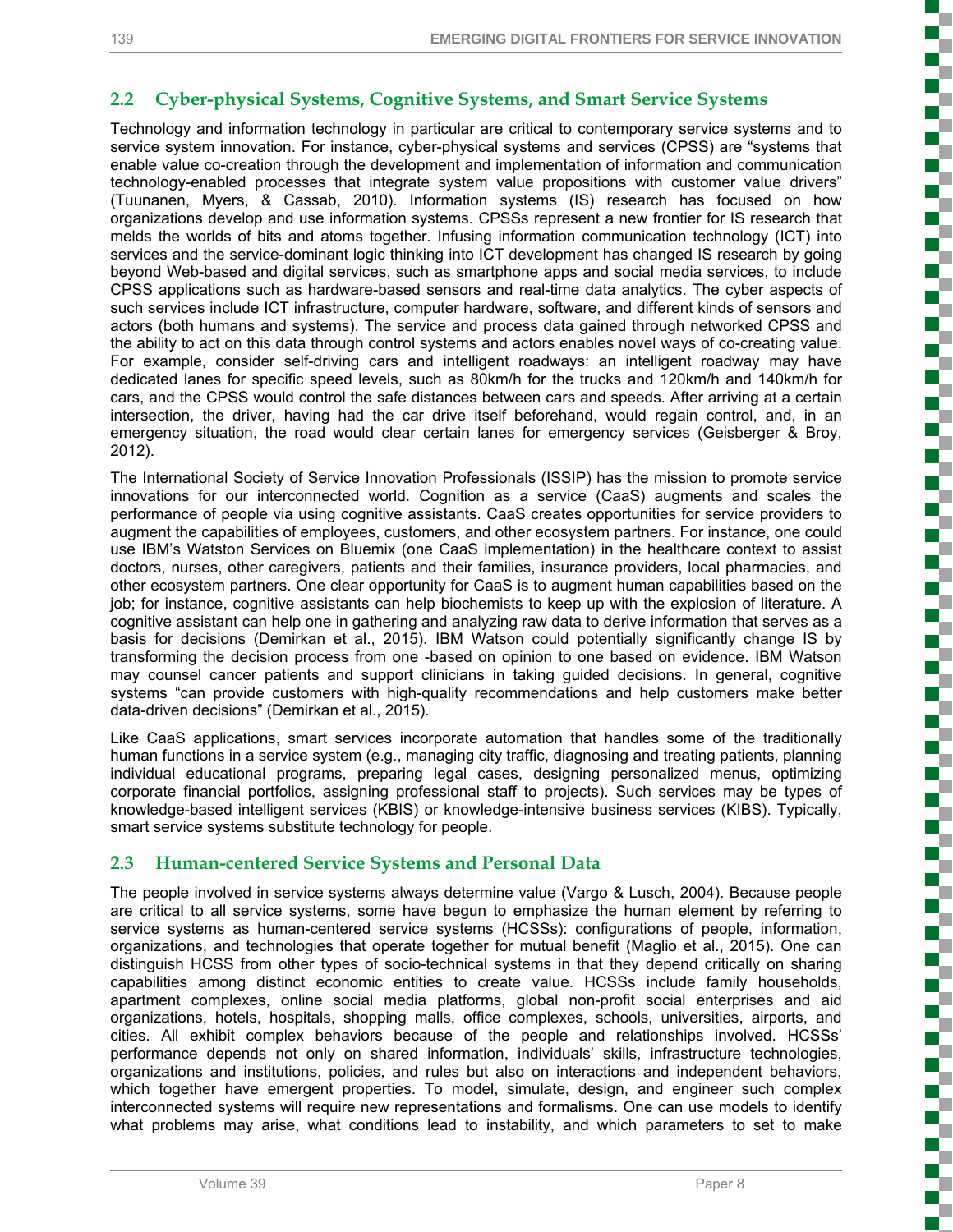## 2.2 Cyber-physical Systems, Cognitive Systems, and Smart Service Systems

Technology and information technology in particular are critical to contemporary service systems and to service system innovation. For instance, cyber-physical systems and services (CPSS) are "systems that enable value co-creation through the development and implementation of information and communication technology-enabled processes that integrate system value propositions with customer value drivers" (Tuunanen, Myers, & Cassab, 2010). Information systems (IS) research has focused on how organizations develop and use information systems. CPSSs represent a new frontier for IS research that melds the worlds of bits and atoms together. Infusing information communication technology (ICT) into services and the service-dominant logic thinking into ICT development has changed IS research by going beyond Web-based and digital services, such as smartphone apps and social media services, to include CPSS applications such as hardware-based sensors and real-time data analytics. The cyber aspects of such services include ICT infrastructure, computer hardware, software, and different kinds of sensors and actors (both humans and systems). The service and process data gained through networked CPSS and the ability to act on this data through control systems and actors enables novel ways of co-creating value. For example, consider self-driving cars and intelligent roadways: an intelligent roadway may have dedicated lanes for specific speed levels, such as 80km/h for the trucks and 120km/h and 140km/h for cars, and the CPSS would control the safe distances between cars and speeds. After arriving at a certain intersection, the driver, having had the car drive itself beforehand, would regain control, and, in an emergency situation, the road would clear certain lanes for emergency services (Geisberger & Broy, 2012).

The International Society of Service Innovation Professionals (ISSIP) has the mission to promote service innovations for our interconnected world. Cognition as a service (CaaS) augments and scales the performance of people via using cognitive assistants. CaaS creates opportunities for service providers to augment the capabilities of employees, customers, and other ecosystem partners. For instance, one could use IBM's Watston Services on Bluemix (one CaaS implementation) in the healthcare context to assist doctors, nurses, other caregivers, patients and their families, insurance providers, local pharmacies, and other ecosystem partners. One clear opportunity for CaaS is to augment human capabilities based on the job; for instance, cognitive assistants can help biochemists to keep up with the explosion of literature. A cognitive assistant can help one in gathering and analyzing raw data to derive information that serves as a basis for decisions (Demirkan et al., 2015). IBM Watson could potentially significantly change IS by transforming the decision process from one -based on opinion to one based on evidence. IBM Watson may counsel cancer patients and support clinicians in taking guided decisions. In general, cognitive systems "can provide customers with high-quality recommendations and help customers make better data-driven decisions" (Demirkan et al., 2015).

Like CaaS applications, smart services incorporate automation that handles some of the traditionally human functions in a service system (e.g., managing city traffic, diagnosing and treating patients, planning individual educational programs, preparing legal cases, designing personalized menus, optimizing corporate financial portfolios, assigning professional staff to projects). Such services may be types of knowledge-based intelligent services (KBIS) or knowledge-intensive business services (KIBS). Typically, smart service systems substitute technology for people.

## 2.3 Human-centered Service Systems and Personal Data

The people involved in service systems always determine value (Vargo & Lusch, 2004). Because people are critical to all service systems, some have begun to emphasize the human element by referring to service systems as human-centered service systems (HCSSs): configurations of people, information, organizations, and technologies that operate together for mutual benefit (Maglio et al., 2015). One can distinguish HCSS from other types of socio-technical systems in that they depend critically on sharing capabilities among distinct economic entities to create value. HCSSs include family households, apartment complexes, online social media platforms, global non-profit social enterprises and aid organizations, hotels, hospitals, shopping malls, office complexes, schools, universities, airports, and cities. All exhibit complex behaviors because of the people and relationships involved. HCSSs' performance depends not only on shared information, individuals' skills, infrastructure technologies, organizations and institutions, policies, and rules but also on interactions and independent behaviors, which together have emergent properties. To model, simulate, design, and engineer such complex interconnected systems will require new representations and formalisms. One can use models to identify what problems may arise, what conditions lead to instability, and which parameters to set to make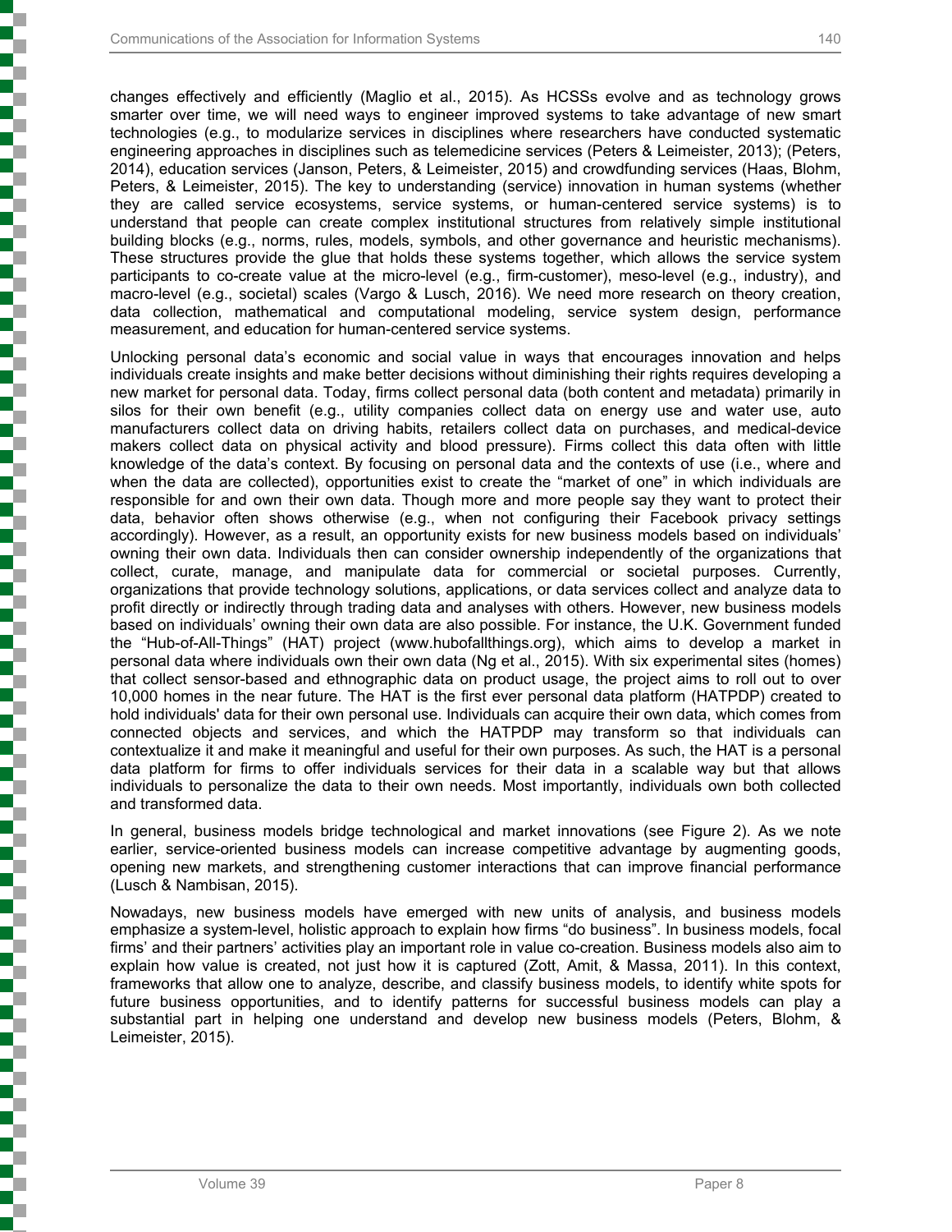changes effectively and efficiently (Maglio et al., 2015). As HCSSs evolve and as technology grows smarter over time, we will need ways to engineer improved systems to take advantage of new smart technologies (e.g., to modularize services in disciplines where researchers have conducted systematic engineering approaches in disciplines such as telemedicine services (Peters & Leimeister, 2013); (Peters, 2014), education services (Janson, Peters, & Leimeister, 2015) and crowdfunding services (Haas, Blohm, Peters, & Leimeister, 2015). The key to understanding (service) innovation in human systems (whether they are called service ecosystems, service systems, or human-centered service systems) is to understand that people can create complex institutional structures from relatively simple institutional building blocks (e.g., norms, rules, models, symbols, and other governance and heuristic mechanisms). These structures provide the glue that holds these systems together, which allows the service system participants to co-create value at the micro-level (e.g., firm-customer), meso-level (e.g., industry), and macro-level (e.g., societal) scales (Vargo & Lusch, 2016). We need more research on theory creation, data collection, mathematical and computational modeling, service system design, performance measurement, and education for human-centered service systems.

Unlocking personal data's economic and social value in ways that encourages innovation and helps individuals create insights and make better decisions without diminishing their rights requires developing a new market for personal data. Today, firms collect personal data (both content and metadata) primarily in silos for their own benefit (e.g., utility companies collect data on energy use and water use, auto manufacturers collect data on driving habits, retailers collect data on purchases, and medical-device makers collect data on physical activity and blood pressure). Firms collect this data often with little knowledge of the data's context. By focusing on personal data and the contexts of use (i.e., where and when the data are collected), opportunities exist to create the "market of one" in which individuals are responsible for and own their own data. Though more and more people say they want to protect their data, behavior often shows otherwise (e.g., when not configuring their Facebook privacy settings accordingly). However, as a result, an opportunity exists for new business models based on individuals' owning their own data. Individuals then can consider ownership independently of the organizations that collect, curate, manage, and manipulate data for commercial or societal purposes. Currently, organizations that provide technology solutions, applications, or data services collect and analyze data to profit directly or indirectly through trading data and analyses with others. However, new business models based on individuals' owning their own data are also possible. For instance, the U.K. Government funded the "Hub-of-All-Things" (HAT) project (www.hubofallthings.org), which aims to develop a market in personal data where individuals own their own data (Ng et al., 2015). With six experimental sites (homes) that collect sensor-based and ethnographic data on product usage, the project aims to roll out to over 10,000 homes in the near future. The HAT is the first ever personal data platform (HATPDP) created to hold individuals' data for their own personal use. Individuals can acquire their own data, which comes from connected objects and services, and which the HATPDP may transform so that individuals can contextualize it and make it meaningful and useful for their own purposes. As such, the HAT is a personal data platform for firms to offer individuals services for their data in a scalable way but that allows individuals to personalize the data to their own needs. Most importantly, individuals own both collected and transformed data.

In general, business models bridge technological and market innovations (see Figure 2). As we note earlier, service-oriented business models can increase competitive advantage by augmenting goods, opening new markets, and strengthening customer interactions that can improve financial performance (Lusch & Nambisan, 2015).

Nowadays, new business models have emerged with new units of analysis, and business models emphasize a system-level, holistic approach to explain how firms "do business". In business models, focal firms' and their partners' activities play an important role in value co-creation. Business models also aim to explain how value is created, not just how it is captured (Zott, Amit, & Massa, 2011). In this context, frameworks that allow one to analyze, describe, and classify business models, to identify white spots for future business opportunities, and to identify patterns for successful business models can play a substantial part in helping one understand and develop new business models (Peters, Blohm, & Leimeister, 2015).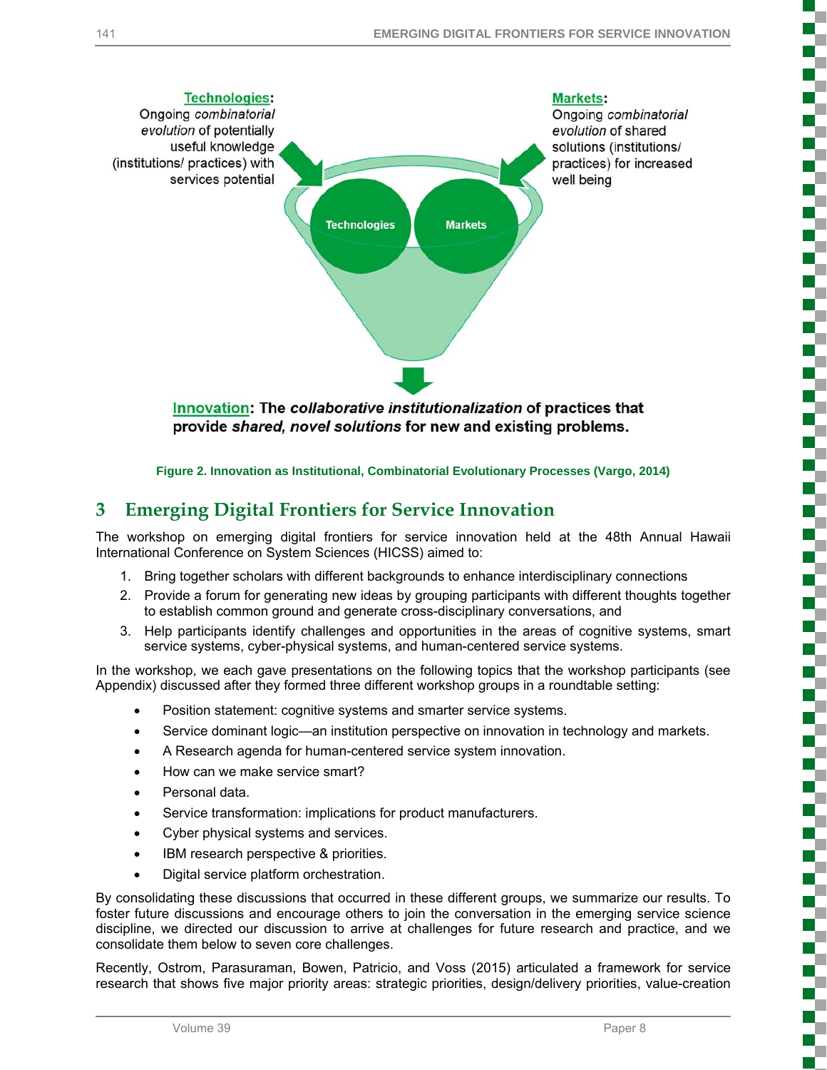**Technologies**: Ongoing *combinatorial evolution* of potentially useful knowledge (institutions/ practices) with services potential

**Markets**: Ongoing *combinatorial evolution* of shared solutions (institutions/ practices) for increased well being

Technologies

Markets

**Innovation: The *collaborative institutionalization* of practices that provide *shared, novel solutions* for new and existing problems.**

**Figure 2. Innovation as Institutional, Combinatorial Evolutionary Processes (Vargo, 2014)**

## 3 Emerging Digital Frontiers for Service Innovation

The workshop on emerging digital frontiers for service innovation held at the 48th Annual Hawaii International Conference on System Sciences (HICSS) aimed to:

1. Bring together scholars with different backgrounds to enhance interdisciplinary connections
2. Provide a forum for generating new ideas by grouping participants with different thoughts together to establish common ground and generate cross-disciplinary conversations, and
3. Help participants identify challenges and opportunities in the areas of cognitive systems, smart service systems, cyber-physical systems, and human-centered service systems.

In the workshop, we each gave presentations on the following topics that the workshop participants (see Appendix) discussed after they formed three different workshop groups in a roundtable setting:

- Position statement: cognitive systems and smarter service systems.
- Service dominant logic—an institution perspective on innovation in technology and markets.
- A Research agenda for human-centered service system innovation.
- How can we make service smart?
- Personal data.
- Service transformation: implications for product manufacturers.
- Cyber physical systems and services.
- IBM research perspective & priorities.
- Digital service platform orchestration.

By consolidating these discussions that occurred in these different groups, we summarize our results. To foster future discussions and encourage others to join the conversation in the emerging service science discipline, we directed our discussion to arrive at challenges for future research and practice, and we consolidate them below to seven core challenges.

Recently, Ostrom, Parasuraman, Bowen, Patricio, and Voss (2015) articulated a framework for service research that shows five major priority areas: strategic priorities, design/delivery priorities, value-creation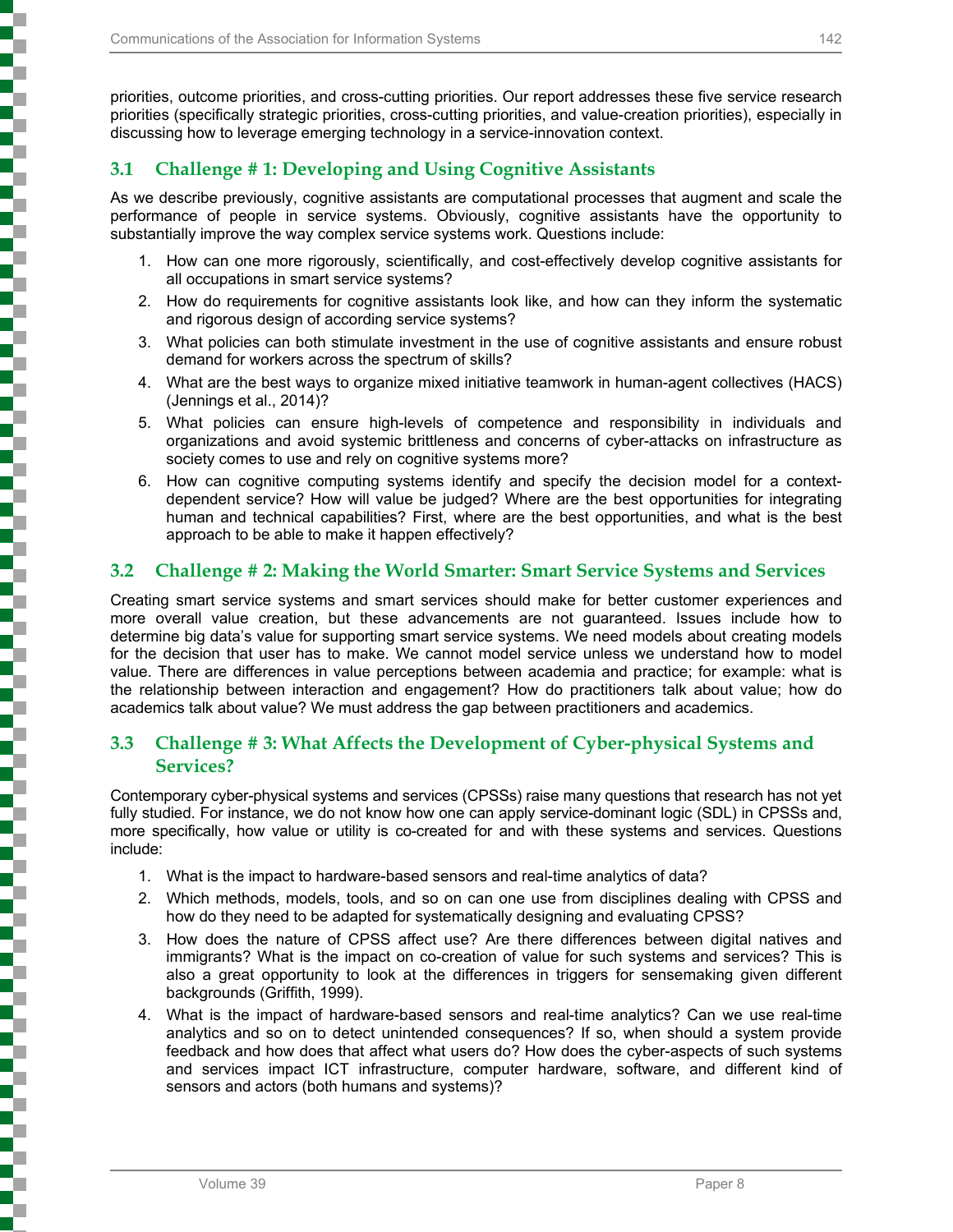priorities, outcome priorities, and cross-cutting priorities. Our report addresses these five service research priorities (specifically strategic priorities, cross-cutting priorities, and value-creation priorities), especially in discussing how to leverage emerging technology in a service-innovation context.

## 3.1 Challenge # 1: Developing and Using Cognitive Assistants

As we describe previously, cognitive assistants are computational processes that augment and scale the performance of people in service systems. Obviously, cognitive assistants have the opportunity to substantially improve the way complex service systems work. Questions include:

1. How can one more rigorously, scientifically, and cost-effectively develop cognitive assistants for all occupations in smart service systems?
2. How do requirements for cognitive assistants look like, and how can they inform the systematic and rigorous design of according service systems?
3. What policies can both stimulate investment in the use of cognitive assistants and ensure robust demand for workers across the spectrum of skills?
4. What are the best ways to organize mixed initiative teamwork in human-agent collectives (HACS) (Jennings et al., 2014)?
5. What policies can ensure high-levels of competence and responsibility in individuals and organizations and avoid systemic brittleness and concerns of cyber-attacks on infrastructure as society comes to use and rely on cognitive systems more?
6. How can cognitive computing systems identify and specify the decision model for a context-dependent service? How will value be judged? Where are the best opportunities for integrating human and technical capabilities? First, where are the best opportunities, and what is the best approach to be able to make it happen effectively?

## 3.2 Challenge # 2: Making the World Smarter: Smart Service Systems and Services

Creating smart service systems and smart services should make for better customer experiences and more overall value creation, but these advancements are not guaranteed. Issues include how to determine big data's value for supporting smart service systems. We need models about creating models for the decision that user has to make. We cannot model service unless we understand how to model value. There are differences in value perceptions between academia and practice; for example: what is the relationship between interaction and engagement? How do practitioners talk about value; how do academics talk about value? We must address the gap between practitioners and academics.

## 3.3 Challenge # 3: What Affects the Development of Cyber-physical Systems and Services?

Contemporary cyber-physical systems and services (CPSSs) raise many questions that research has not yet fully studied. For instance, we do not know how one can apply service-dominant logic (SDL) in CPSSs and, more specifically, how value or utility is co-created for and with these systems and services. Questions include:

1. What is the impact to hardware-based sensors and real-time analytics of data?
2. Which methods, models, tools, and so on can one use from disciplines dealing with CPSS and how do they need to be adapted for systematically designing and evaluating CPSS?
3. How does the nature of CPSS affect use? Are there differences between digital natives and immigrants? What is the impact on co-creation of value for such systems and services? This is also a great opportunity to look at the differences in triggers for sensemaking given different backgrounds (Griffith, 1999).
4. What is the impact of hardware-based sensors and real-time analytics? Can we use real-time analytics and so on to detect unintended consequences? If so, when should a system provide feedback and how does that affect what users do? How does the cyber-aspects of such systems and services impact ICT infrastructure, computer hardware, software, and different kind of sensors and actors (both humans and systems)?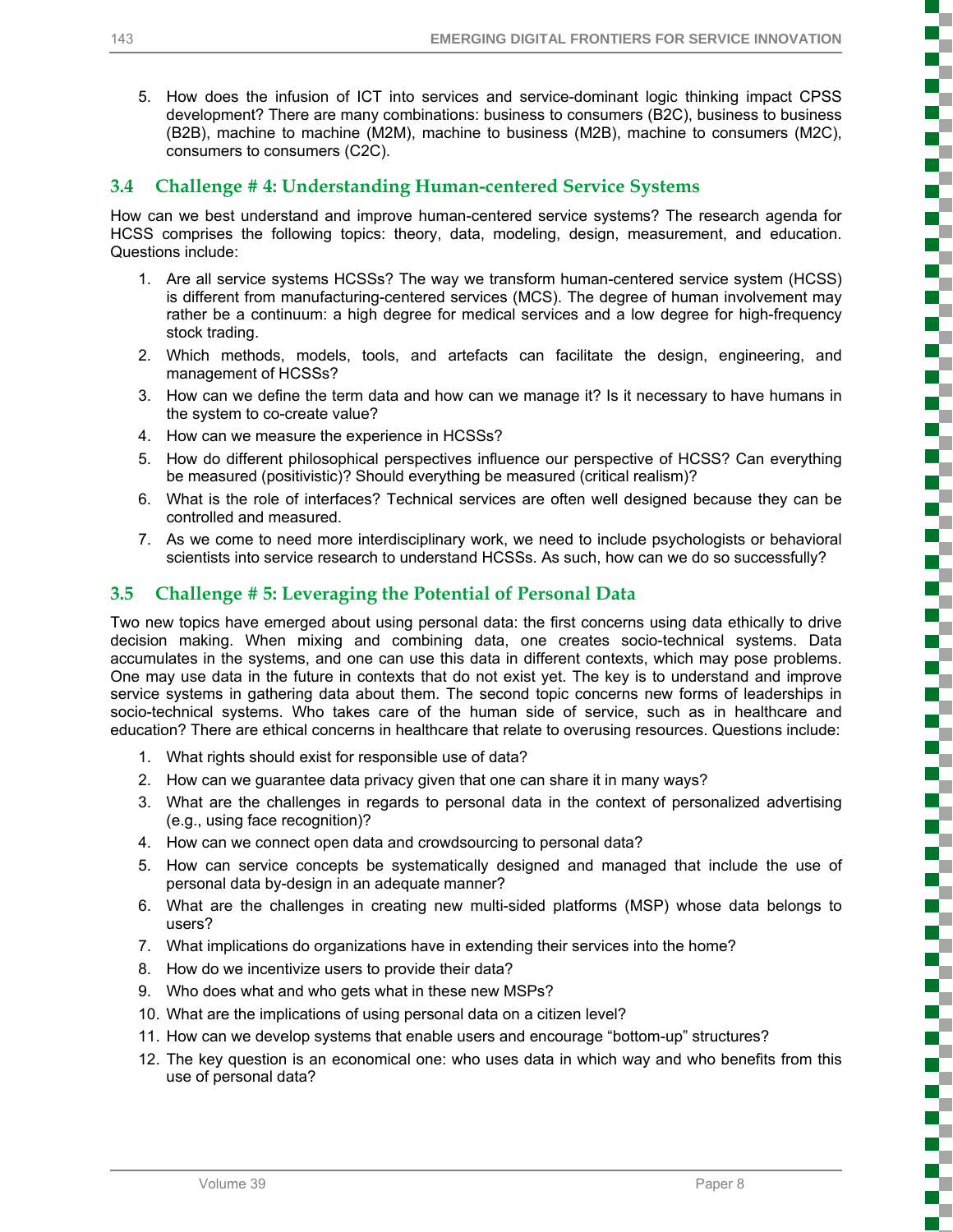5. How does the infusion of ICT into services and service-dominant logic thinking impact CPSS development? There are many combinations: business to consumers (B2C), business to business (B2B), machine to machine (M2M), machine to business (M2B), machine to consumers (M2C), consumers to consumers (C2C).

### 3.4 Challenge # 4: Understanding Human-centered Service Systems

How can we best understand and improve human-centered service systems? The research agenda for HCSS comprises the following topics: theory, data, modeling, design, measurement, and education. Questions include:

1. Are all service systems HCSSs? The way we transform human-centered service system (HCSS) is different from manufacturing-centered services (MCS). The degree of human involvement may rather be a continuum: a high degree for medical services and a low degree for high-frequency stock trading.
2. Which methods, models, tools, and artefacts can facilitate the design, engineering, and management of HCSSs?
3. How can we define the term data and how can we manage it? Is it necessary to have humans in the system to co-create value?
4. How can we measure the experience in HCSSs?
5. How do different philosophical perspectives influence our perspective of HCSS? Can everything be measured (positivistic)? Should everything be measured (critical realism)?
6. What is the role of interfaces? Technical services are often well designed because they can be controlled and measured.
7. As we come to need more interdisciplinary work, we need to include psychologists or behavioral scientists into service research to understand HCSSs. As such, how can we do so successfully?

### 3.5 Challenge # 5: Leveraging the Potential of Personal Data

Two new topics have emerged about using personal data: the first concerns using data ethically to drive decision making. When mixing and combining data, one creates socio-technical systems. Data accumulates in the systems, and one can use this data in different contexts, which may pose problems. One may use data in the future in contexts that do not exist yet. The key is to understand and improve service systems in gathering data about them. The second topic concerns new forms of leaderships in socio-technical systems. Who takes care of the human side of service, such as in healthcare and education? There are ethical concerns in healthcare that relate to overusing resources. Questions include:

1. What rights should exist for responsible use of data?
2. How can we guarantee data privacy given that one can share it in many ways?
3. What are the challenges in regards to personal data in the context of personalized advertising (e.g., using face recognition)?
4. How can we connect open data and crowdsourcing to personal data?
5. How can service concepts be systematically designed and managed that include the use of personal data by-design in an adequate manner?
6. What are the challenges in creating new multi-sided platforms (MSP) whose data belongs to users?
7. What implications do organizations have in extending their services into the home?
8. How do we incentivize users to provide their data?
9. Who does what and who gets what in these new MSPs?
10. What are the implications of using personal data on a citizen level?
11. How can we develop systems that enable users and encourage "bottom-up" structures?
12. The key question is an economical one: who uses data in which way and who benefits from this use of personal data?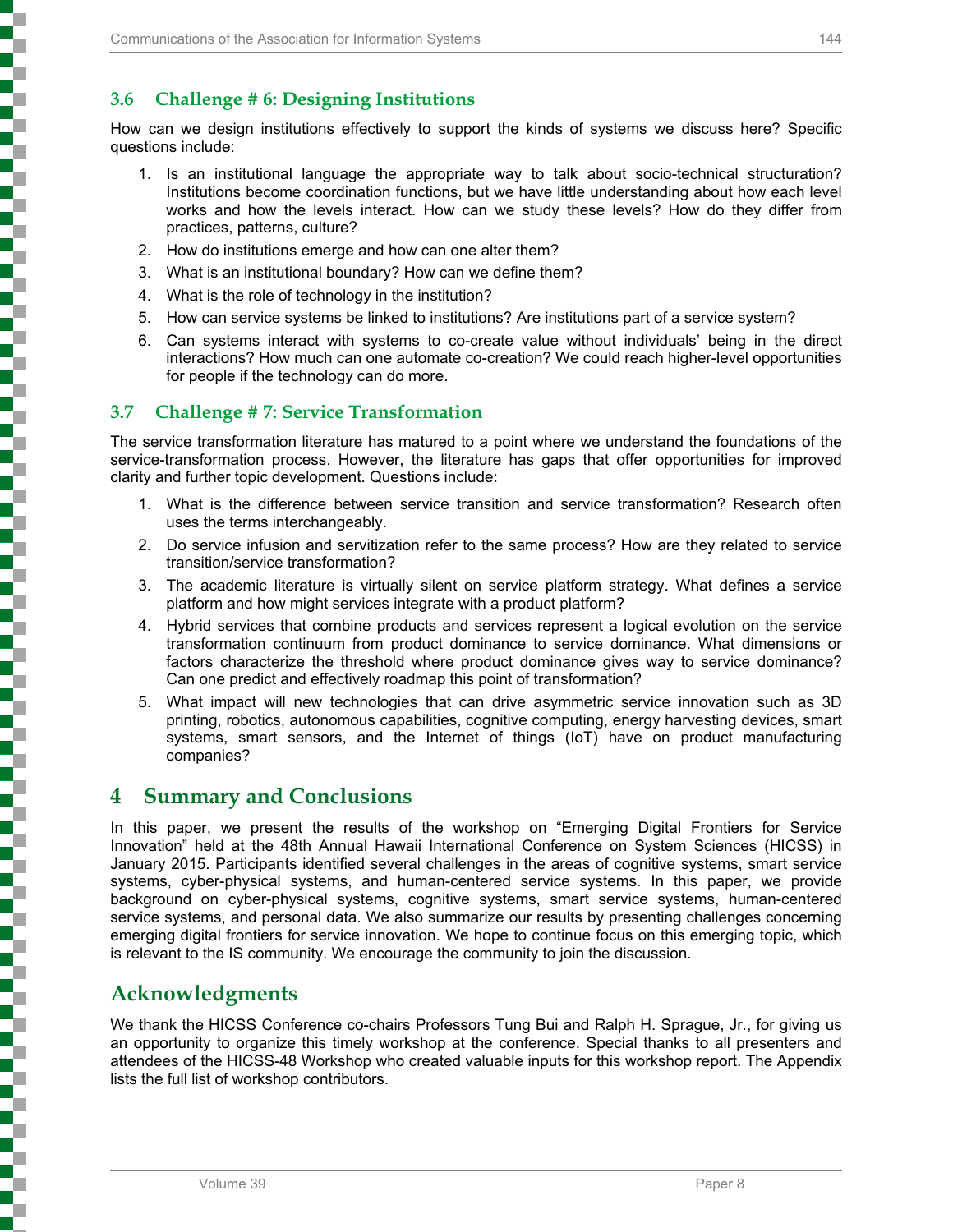### 3.6 Challenge # 6: Designing Institutions

How can we design institutions effectively to support the kinds of systems we discuss here? Specific questions include:

1. Is an institutional language the appropriate way to talk about socio-technical structuration? Institutions become coordination functions, but we have little understanding about how each level works and how the levels interact. How can we study these levels? How do they differ from practices, patterns, culture?
2. How do institutions emerge and how can one alter them?
3. What is an institutional boundary? How can we define them?
4. What is the role of technology in the institution?
5. How can service systems be linked to institutions? Are institutions part of a service system?
6. Can systems interact with systems to co-create value without individuals' being in the direct interactions? How much can one automate co-creation? We could reach higher-level opportunities for people if the technology can do more.

### 3.7 Challenge # 7: Service Transformation

The service transformation literature has matured to a point where we understand the foundations of the service-transformation process. However, the literature has gaps that offer opportunities for improved clarity and further topic development. Questions include:

1. What is the difference between service transition and service transformation? Research often uses the terms interchangeably.
2. Do service infusion and servitization refer to the same process? How are they related to service transition/service transformation?
3. The academic literature is virtually silent on service platform strategy. What defines a service platform and how might services integrate with a product platform?
4. Hybrid services that combine products and services represent a logical evolution on the service transformation continuum from product dominance to service dominance. What dimensions or factors characterize the threshold where product dominance gives way to service dominance? Can one predict and effectively roadmap this point of transformation?
5. What impact will new technologies that can drive asymmetric service innovation such as 3D printing, robotics, autonomous capabilities, cognitive computing, energy harvesting devices, smart systems, smart sensors, and the Internet of things (IoT) have on product manufacturing companies?

## 4 Summary and Conclusions

In this paper, we present the results of the workshop on "Emerging Digital Frontiers for Service Innovation" held at the 48th Annual Hawaii International Conference on System Sciences (HICSS) in January 2015. Participants identified several challenges in the areas of cognitive systems, smart service systems, cyber-physical systems, and human-centered service systems. In this paper, we provide background on cyber-physical systems, cognitive systems, smart service systems, human-centered service systems, and personal data. We also summarize our results by presenting challenges concerning emerging digital frontiers for service innovation. We hope to continue focus on this emerging topic, which is relevant to the IS community. We encourage the community to join the discussion.

## Acknowledgments

We thank the HICSS Conference co-chairs Professors Tung Bui and Ralph H. Sprague, Jr., for giving us an opportunity to organize this timely workshop at the conference. Special thanks to all presenters and attendees of the HICSS-48 Workshop who created valuable inputs for this workshop report. The Appendix lists the full list of workshop contributors.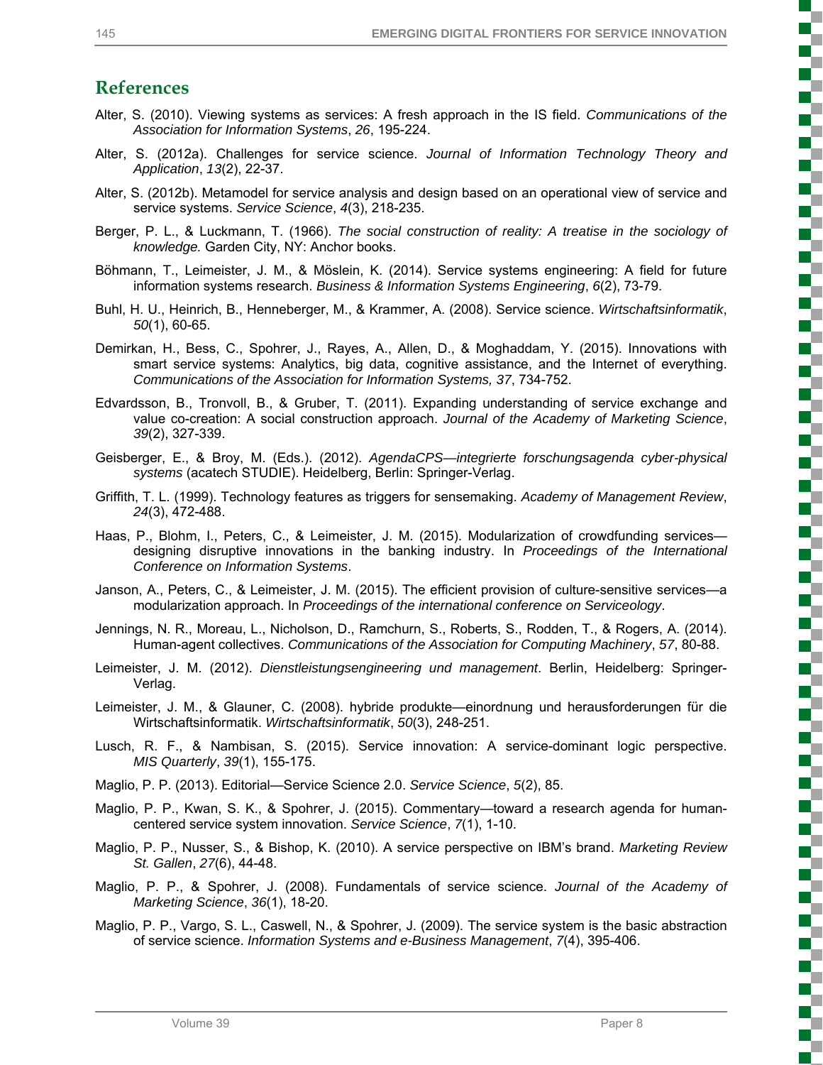## References

Alter, S. (2010). Viewing systems as services: A fresh approach in the IS field. *Communications of the Association for Information Systems*, *26*, 195-224.

Alter, S. (2012a). Challenges for service science. *Journal of Information Technology Theory and Application*, *13*(2), 22-37.

Alter, S. (2012b). Metamodel for service analysis and design based on an operational view of service and service systems. *Service Science*, *4*(3), 218-235.

Berger, P. L., & Luckmann, T. (1966). *The social construction of reality: A treatise in the sociology of knowledge.* Garden City, NY: Anchor books.

Böhmann, T., Leimeister, J. M., & Möslein, K. (2014). Service systems engineering: A field for future information systems research. *Business & Information Systems Engineering*, *6*(2), 73-79.

Buhl, H. U., Heinrich, B., Henneberger, M., & Krammer, A. (2008). Service science. *Wirtschaftsinformatik*, *50*(1), 60-65.

Demirkan, H., Bess, C., Spohrer, J., Rayes, A., Allen, D., & Moghaddam, Y. (2015). Innovations with smart service systems: Analytics, big data, cognitive assistance, and the Internet of everything. *Communications of the Association for Information Systems, 37*, 734-752.

Edvardsson, B., Tronvoll, B., & Gruber, T. (2011). Expanding understanding of service exchange and value co-creation: A social construction approach. *Journal of the Academy of Marketing Science*, *39*(2), 327-339.

Geisberger, E., & Broy, M. (Eds.). (2012). *AgendaCPS—integrierte forschungsagenda cyber-physical systems* (acatech STUDIE). Heidelberg, Berlin: Springer-Verlag.

Griffith, T. L. (1999). Technology features as triggers for sensemaking. *Academy of Management Review*, *24*(3), 472-488.

Haas, P., Blohm, I., Peters, C., & Leimeister, J. M. (2015). Modularization of crowdfunding services—designing disruptive innovations in the banking industry. In *Proceedings of the International Conference on Information Systems*.

Janson, A., Peters, C., & Leimeister, J. M. (2015). The efficient provision of culture-sensitive services—a modularization approach. In *Proceedings of the international conference on Serviceology*.

Jennings, N. R., Moreau, L., Nicholson, D., Ramchurn, S., Roberts, S., Rodden, T., & Rogers, A. (2014). Human-agent collectives. *Communications of the Association for Computing Machinery*, *57*, 80-88.

Leimeister, J. M. (2012). *Dienstleistungsengineering und management*. Berlin, Heidelberg: Springer-Verlag.

Leimeister, J. M., & Glauner, C. (2008). hybride produkte—einordnung und herausforderungen für die Wirtschaftsinformatik. *Wirtschaftsinformatik*, *50*(3), 248-251.

Lusch, R. F., & Nambisan, S. (2015). Service innovation: A service-dominant logic perspective. *MIS Quarterly*, *39*(1), 155-175.

Maglio, P. P. (2013). Editorial—Service Science 2.0. *Service Science*, *5*(2), 85.

Maglio, P. P., Kwan, S. K., & Spohrer, J. (2015). Commentary—toward a research agenda for human-centered service system innovation. *Service Science*, *7*(1), 1-10.

Maglio, P. P., Nusser, S., & Bishop, K. (2010). A service perspective on IBM's brand. *Marketing Review St. Gallen*, *27*(6), 44-48.

Maglio, P. P., & Spohrer, J. (2008). Fundamentals of service science. *Journal of the Academy of Marketing Science*, *36*(1), 18-20.

Maglio, P. P., Vargo, S. L., Caswell, N., & Spohrer, J. (2009). The service system is the basic abstraction of service science. *Information Systems and e-Business Management*, *7*(4), 395-406.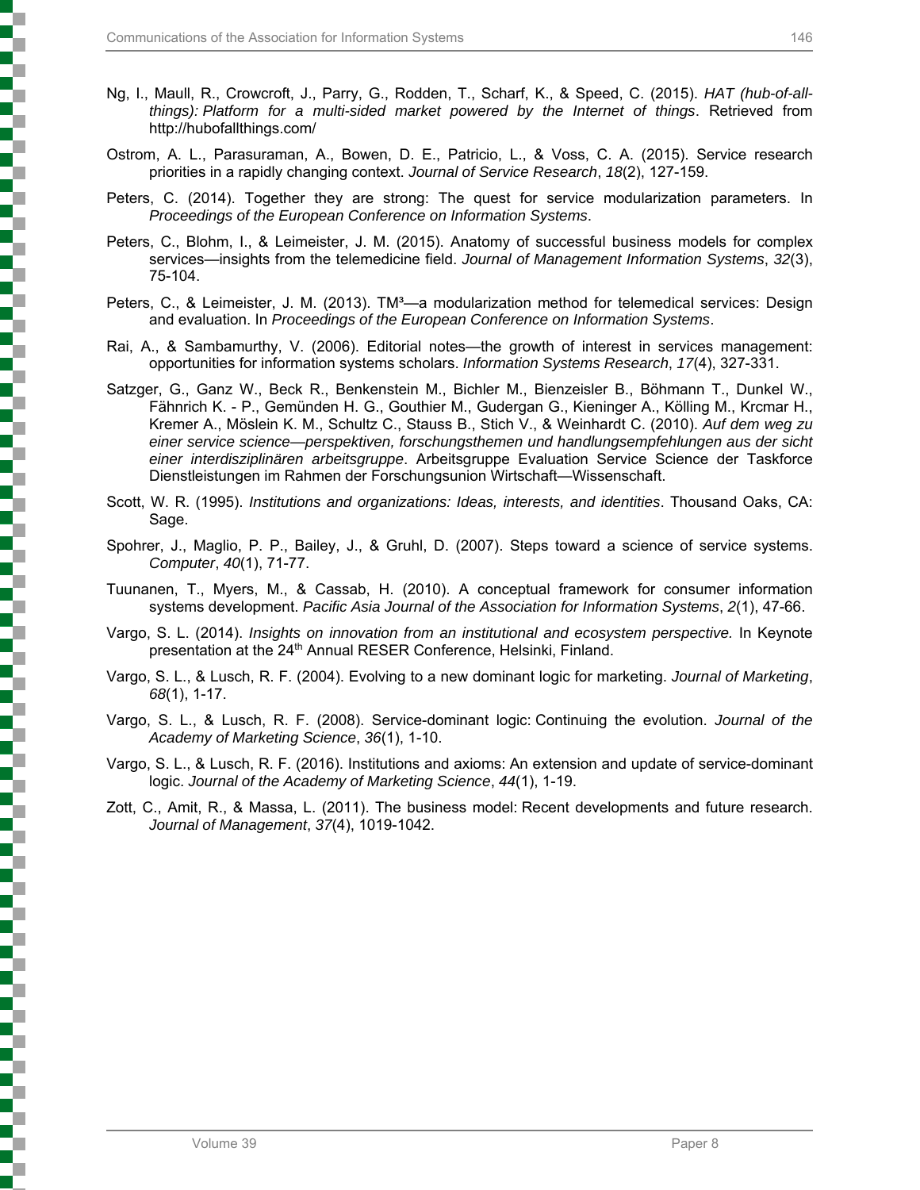Ng, I., Maull, R., Crowcroft, J., Parry, G., Rodden, T., Scharf, K., & Speed, C. (2015). *HAT (hub-of-all-things): Platform for a multi-sided market powered by the Internet of things*. Retrieved from http://hubofallthings.com/

Ostrom, A. L., Parasuraman, A., Bowen, D. E., Patricio, L., & Voss, C. A. (2015). Service research priorities in a rapidly changing context. *Journal of Service Research*, *18*(2), 127-159.

Peters, C. (2014). Together they are strong: The quest for service modularization parameters. In *Proceedings of the European Conference on Information Systems*.

Peters, C., Blohm, I., & Leimeister, J. M. (2015). Anatomy of successful business models for complex services—insights from the telemedicine field. *Journal of Management Information Systems*, *32*(3), 75-104.

Peters, C., & Leimeister, J. M. (2013). TM³—a modularization method for telemedical services: Design and evaluation. In *Proceedings of the European Conference on Information Systems*.

Rai, A., & Sambamurthy, V. (2006). Editorial notes—the growth of interest in services management: opportunities for information systems scholars. *Information Systems Research*, *17*(4), 327-331.

Satzger, G., Ganz W., Beck R., Benkenstein M., Bichler M., Bienzeisler B., Böhmann T., Dunkel W., Fähnrich K. - P., Gemünden H. G., Gouthier M., Gudergan G., Kieninger A., Kölling M., Krcmar H., Kremer A., Möslein K. M., Schultz C., Stauss B., Stich V., & Weinhardt C. (2010). *Auf dem weg zu einer service science—perspektiven, forschungsthemen und handlungsempfehlungen aus der sicht einer interdisziplinären arbeitsgruppe*. Arbeitsgruppe Evaluation Service Science der Taskforce Dienstleistungen im Rahmen der Forschungsunion Wirtschaft—Wissenschaft.

Scott, W. R. (1995). *Institutions and organizations: Ideas, interests, and identities*. Thousand Oaks, CA: Sage.

Spohrer, J., Maglio, P. P., Bailey, J., & Gruhl, D. (2007). Steps toward a science of service systems. *Computer*, *40*(1), 71-77.

Tuunanen, T., Myers, M., & Cassab, H. (2010). A conceptual framework for consumer information systems development. *Pacific Asia Journal of the Association for Information Systems*, *2*(1), 47-66.

Vargo, S. L. (2014). *Insights on innovation from an institutional and ecosystem perspective.* In Keynote presentation at the 24th Annual RESER Conference, Helsinki, Finland.

Vargo, S. L., & Lusch, R. F. (2004). Evolving to a new dominant logic for marketing. *Journal of Marketing*, *68*(1), 1-17.

Vargo, S. L., & Lusch, R. F. (2008). Service-dominant logic: Continuing the evolution. *Journal of the Academy of Marketing Science*, *36*(1), 1-10.

Vargo, S. L., & Lusch, R. F. (2016). Institutions and axioms: An extension and update of service-dominant logic. *Journal of the Academy of Marketing Science*, *44*(1), 1-19.

Zott, C., Amit, R., & Massa, L. (2011). The business model: Recent developments and future research. *Journal of Management*, *37*(4), 1019-1042.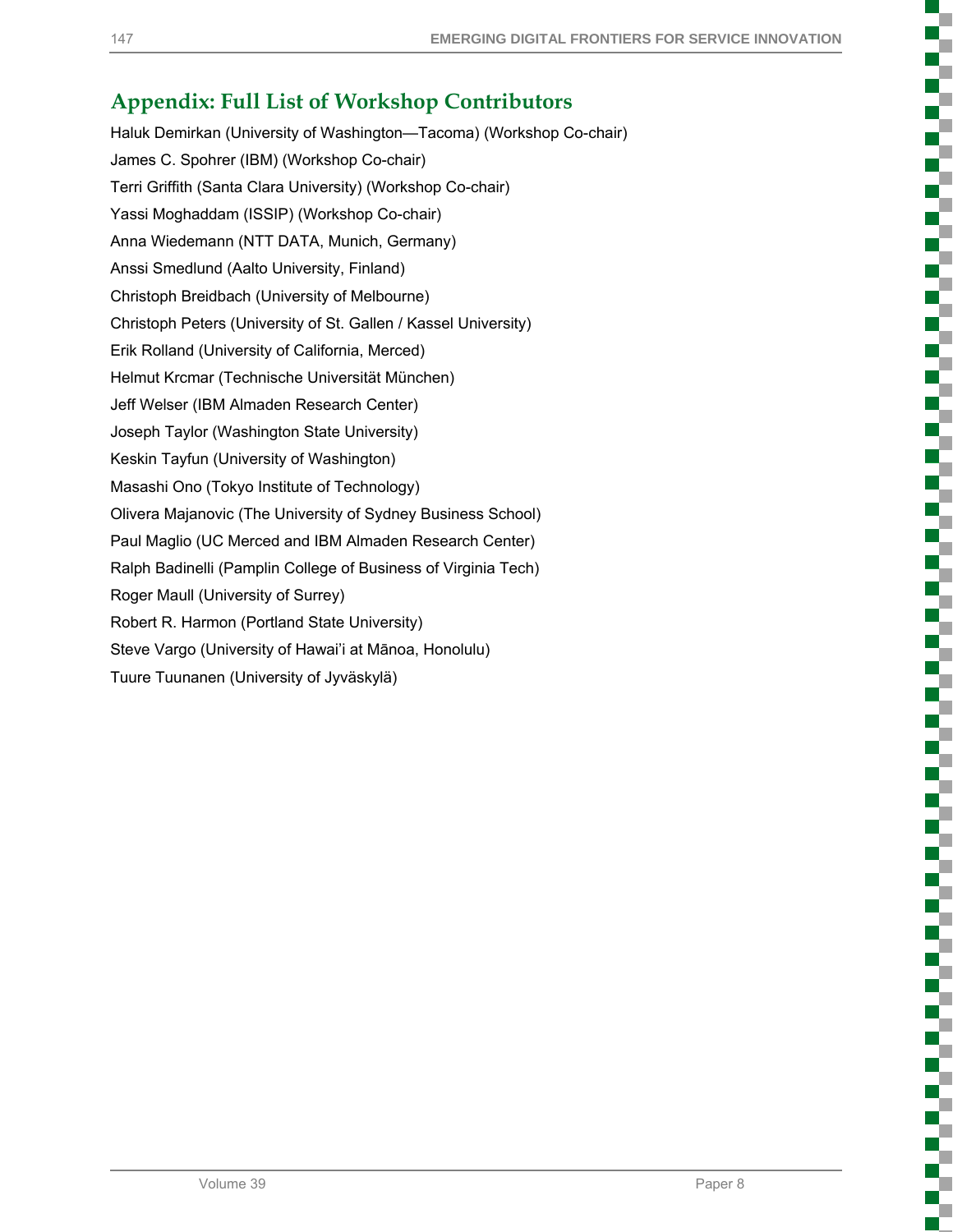## Appendix: Full List of Workshop Contributors

Haluk Demirkan (University of Washington—Tacoma) (Workshop Co-chair)

James C. Spohrer (IBM) (Workshop Co-chair)

Terri Griffith (Santa Clara University) (Workshop Co-chair)

Yassi Moghaddam (ISSIP) (Workshop Co-chair)

Anna Wiedemann (NTT DATA, Munich, Germany)

Anssi Smedlund (Aalto University, Finland)

Christoph Breidbach (University of Melbourne)

Christoph Peters (University of St. Gallen / Kassel University)

Erik Rolland (University of California, Merced)

Helmut Krcmar (Technische Universität München)

Jeff Welser (IBM Almaden Research Center)

Joseph Taylor (Washington State University)

Keskin Tayfun (University of Washington)

Masashi Ono (Tokyo Institute of Technology)

Olivera Majanovic (The University of Sydney Business School)

Paul Maglio (UC Merced and IBM Almaden Research Center)

Ralph Badinelli (Pamplin College of Business of Virginia Tech)

Roger Maull (University of Surrey)

Robert R. Harmon (Portland State University)

Steve Vargo (University of Hawai'i at Mānoa, Honolulu)

Tuure Tuunanen (University of Jyväskylä)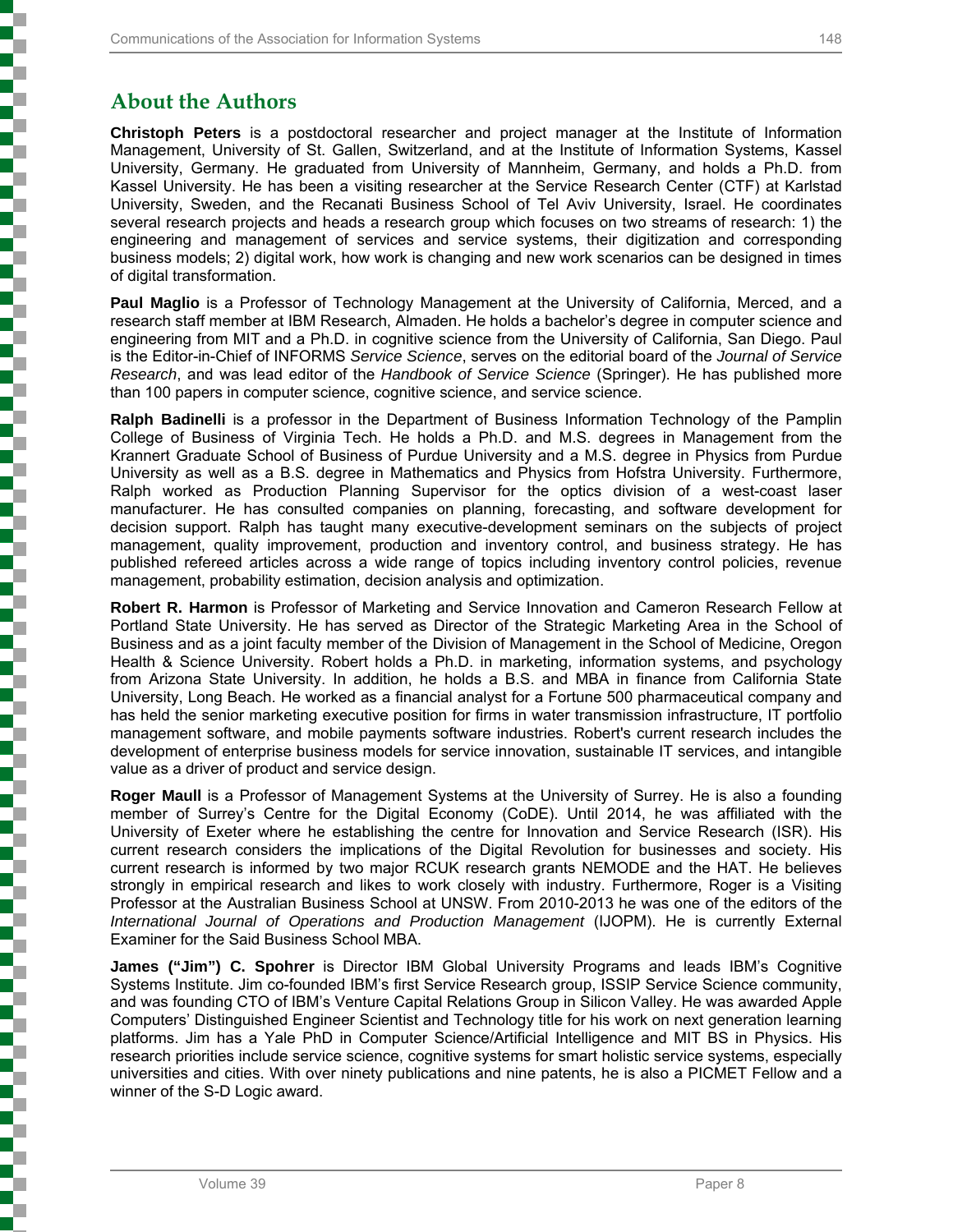## About the Authors

**Christoph Peters** is a postdoctoral researcher and project manager at the Institute of Information Management, University of St. Gallen, Switzerland, and at the Institute of Information Systems, Kassel University, Germany. He graduated from University of Mannheim, Germany, and holds a Ph.D. from Kassel University. He has been a visiting researcher at the Service Research Center (CTF) at Karlstad University, Sweden, and the Recanati Business School of Tel Aviv University, Israel. He coordinates several research projects and heads a research group which focuses on two streams of research: 1) the engineering and management of services and service systems, their digitization and corresponding business models; 2) digital work, how work is changing and new work scenarios can be designed in times of digital transformation.

**Paul Maglio** is a Professor of Technology Management at the University of California, Merced, and a research staff member at IBM Research, Almaden. He holds a bachelor's degree in computer science and engineering from MIT and a Ph.D. in cognitive science from the University of California, San Diego. Paul is the Editor-in-Chief of INFORMS *Service Science*, serves on the editorial board of the *Journal of Service Research*, and was lead editor of the *Handbook of Service Science* (Springer). He has published more than 100 papers in computer science, cognitive science, and service science.

**Ralph Badinelli** is a professor in the Department of Business Information Technology of the Pamplin College of Business of Virginia Tech. He holds a Ph.D. and M.S. degrees in Management from the Krannert Graduate School of Business of Purdue University and a M.S. degree in Physics from Purdue University as well as a B.S. degree in Mathematics and Physics from Hofstra University. Furthermore, Ralph worked as Production Planning Supervisor for the optics division of a west-coast laser manufacturer. He has consulted companies on planning, forecasting, and software development for decision support. Ralph has taught many executive-development seminars on the subjects of project management, quality improvement, production and inventory control, and business strategy. He has published refereed articles across a wide range of topics including inventory control policies, revenue management, probability estimation, decision analysis and optimization.

**Robert R. Harmon** is Professor of Marketing and Service Innovation and Cameron Research Fellow at Portland State University. He has served as Director of the Strategic Marketing Area in the School of Business and as a joint faculty member of the Division of Management in the School of Medicine, Oregon Health & Science University. Robert holds a Ph.D. in marketing, information systems, and psychology from Arizona State University. In addition, he holds a B.S. and MBA in finance from California State University, Long Beach. He worked as a financial analyst for a Fortune 500 pharmaceutical company and has held the senior marketing executive position for firms in water transmission infrastructure, IT portfolio management software, and mobile payments software industries. Robert's current research includes the development of enterprise business models for service innovation, sustainable IT services, and intangible value as a driver of product and service design.

**Roger Maull** is a Professor of Management Systems at the University of Surrey. He is also a founding member of Surrey's Centre for the Digital Economy (CoDE). Until 2014, he was affiliated with the University of Exeter where he establishing the centre for Innovation and Service Research (ISR). His current research considers the implications of the Digital Revolution for businesses and society. His current research is informed by two major RCUK research grants NEMODE and the HAT. He believes strongly in empirical research and likes to work closely with industry. Furthermore, Roger is a Visiting Professor at the Australian Business School at UNSW. From 2010-2013 he was one of the editors of the *International Journal of Operations and Production Management* (IJOPM). He is currently External Examiner for the Said Business School MBA.

**James ("Jim") C. Spohrer** is Director IBM Global University Programs and leads IBM's Cognitive Systems Institute. Jim co-founded IBM's first Service Research group, ISSIP Service Science community, and was founding CTO of IBM's Venture Capital Relations Group in Silicon Valley. He was awarded Apple Computers' Distinguished Engineer Scientist and Technology title for his work on next generation learning platforms. Jim has a Yale PhD in Computer Science/Artificial Intelligence and MIT BS in Physics. His research priorities include service science, cognitive systems for smart holistic service systems, especially universities and cities. With over ninety publications and nine patents, he is also a PICMET Fellow and a winner of the S-D Logic award.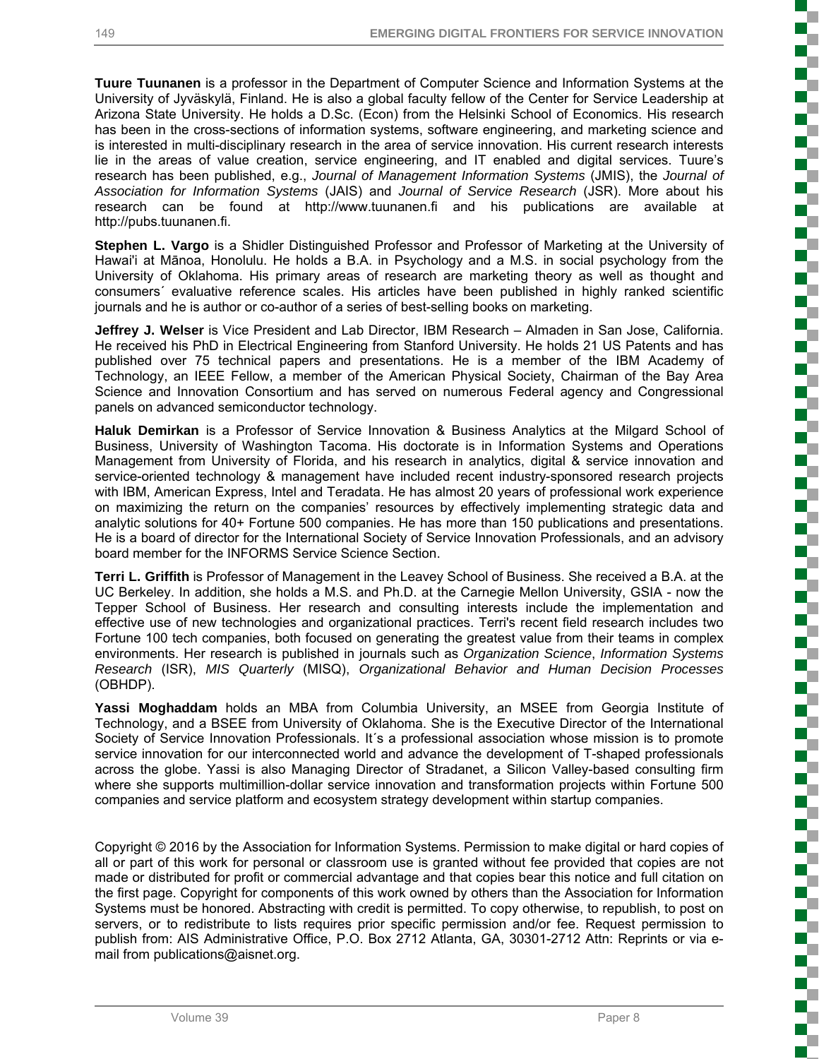**Tuure Tuunanen** is a professor in the Department of Computer Science and Information Systems at the University of Jyväskylä, Finland. He is also a global faculty fellow of the Center for Service Leadership at Arizona State University. He holds a D.Sc. (Econ) from the Helsinki School of Economics. His research has been in the cross-sections of information systems, software engineering, and marketing science and is interested in multi-disciplinary research in the area of service innovation. His current research interests lie in the areas of value creation, service engineering, and IT enabled and digital services. Tuure's research has been published, e.g., *Journal of Management Information Systems* (JMIS), the *Journal of Association for Information Systems* (JAIS) and *Journal of Service Research* (JSR). More about his research can be found at http://www.tuunanen.fi and his publications are available at http://pubs.tuunanen.fi.

**Stephen L. Vargo** is a Shidler Distinguished Professor and Professor of Marketing at the University of Hawai'i at Mānoa, Honolulu. He holds a B.A. in Psychology and a M.S. in social psychology from the University of Oklahoma. His primary areas of research are marketing theory as well as thought and consumers´ evaluative reference scales. His articles have been published in highly ranked scientific journals and he is author or co-author of a series of best-selling books on marketing.

**Jeffrey J. Welser** is Vice President and Lab Director, IBM Research – Almaden in San Jose, California. He received his PhD in Electrical Engineering from Stanford University. He holds 21 US Patents and has published over 75 technical papers and presentations. He is a member of the IBM Academy of Technology, an IEEE Fellow, a member of the American Physical Society, Chairman of the Bay Area Science and Innovation Consortium and has served on numerous Federal agency and Congressional panels on advanced semiconductor technology.

**Haluk Demirkan** is a Professor of Service Innovation & Business Analytics at the Milgard School of Business, University of Washington Tacoma. His doctorate is in Information Systems and Operations Management from University of Florida, and his research in analytics, digital & service innovation and service-oriented technology & management have included recent industry-sponsored research projects with IBM, American Express, Intel and Teradata. He has almost 20 years of professional work experience on maximizing the return on the companies' resources by effectively implementing strategic data and analytic solutions for 40+ Fortune 500 companies. He has more than 150 publications and presentations. He is a board of director for the International Society of Service Innovation Professionals, and an advisory board member for the INFORMS Service Science Section.

**Terri L. Griffith** is Professor of Management in the Leavey School of Business. She received a B.A. at the UC Berkeley. In addition, she holds a M.S. and Ph.D. at the Carnegie Mellon University, GSIA - now the Tepper School of Business. Her research and consulting interests include the implementation and effective use of new technologies and organizational practices. Terri's recent field research includes two Fortune 100 tech companies, both focused on generating the greatest value from their teams in complex environments. Her research is published in journals such as *Organization Science*, *Information Systems Research* (ISR), *MIS Quarterly* (MISQ), *Organizational Behavior and Human Decision Processes* (OBHDP).

**Yassi Moghaddam** holds an MBA from Columbia University, an MSEE from Georgia Institute of Technology, and a BSEE from University of Oklahoma. She is the Executive Director of the International Society of Service Innovation Professionals. It´s a professional association whose mission is to promote service innovation for our interconnected world and advance the development of T-shaped professionals across the globe. Yassi is also Managing Director of Stradanet, a Silicon Valley-based consulting firm where she supports multimillion-dollar service innovation and transformation projects within Fortune 500 companies and service platform and ecosystem strategy development within startup companies.

Copyright © 2016 by the Association for Information Systems. Permission to make digital or hard copies of all or part of this work for personal or classroom use is granted without fee provided that copies are not made or distributed for profit or commercial advantage and that copies bear this notice and full citation on the first page. Copyright for components of this work owned by others than the Association for Information Systems must be honored. Abstracting with credit is permitted. To copy otherwise, to republish, to post on servers, or to redistribute to lists requires prior specific permission and/or fee. Request permission to publish from: AIS Administrative Office, P.O. Box 2712 Atlanta, GA, 30301-2712 Attn: Reprints or via e-mail from publications@aisnet.org.